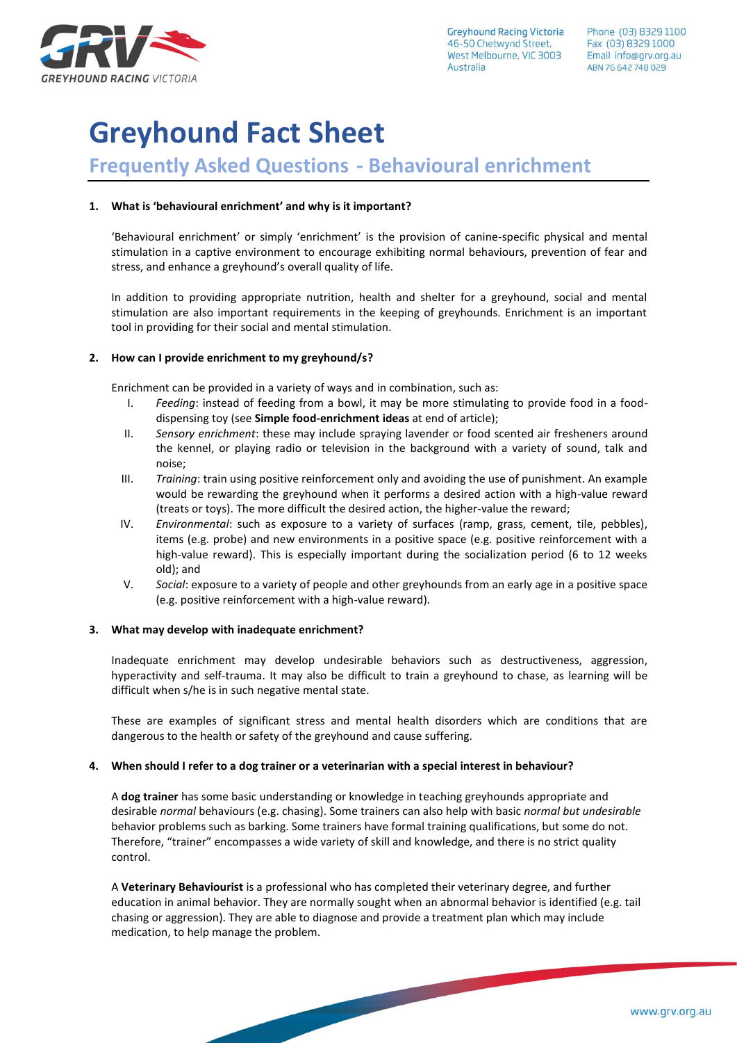Greyhound Racing Victoria
46-50 Chetwynd Street,
West Melbourne, VIC 3003
Australia

Phone (03) 8329 1100
Fax (03) 8329 1000
Email info@grv.org.au
ABN 76 642 748 029

# Greyhound Fact Sheet

## Frequently Asked Questions - Behavioural enrichment

**1. What is 'behavioural enrichment' and why is it important?**

'Behavioural enrichment' or simply 'enrichment' is the provision of canine-specific physical and mental stimulation in a captive environment to encourage exhibiting normal behaviours, prevention of fear and stress, and enhance a greyhound's overall quality of life.

In addition to providing appropriate nutrition, health and shelter for a greyhound, social and mental stimulation are also important requirements in the keeping of greyhounds. Enrichment is an important tool in providing for their social and mental stimulation.

**2. How can I provide enrichment to my greyhound/s?**

Enrichment can be provided in a variety of ways and in combination, such as:

I. *Feeding*: instead of feeding from a bowl, it may be more stimulating to provide food in a food-dispensing toy (see **Simple food-enrichment ideas** at end of article);
II. *Sensory enrichment*: these may include spraying lavender or food scented air fresheners around the kennel, or playing radio or television in the background with a variety of sound, talk and noise;
III. *Training*: train using positive reinforcement only and avoiding the use of punishment. An example would be rewarding the greyhound when it performs a desired action with a high-value reward (treats or toys). The more difficult the desired action, the higher-value the reward;
IV. *Environmental*: such as exposure to a variety of surfaces (ramp, grass, cement, tile, pebbles), items (e.g. probe) and new environments in a positive space (e.g. positive reinforcement with a high-value reward). This is especially important during the socialization period (6 to 12 weeks old); and
V. *Social*: exposure to a variety of people and other greyhounds from an early age in a positive space (e.g. positive reinforcement with a high-value reward).

**3. What may develop with inadequate enrichment?**

Inadequate enrichment may develop undesirable behaviors such as destructiveness, aggression, hyperactivity and self-trauma. It may also be difficult to train a greyhound to chase, as learning will be difficult when s/he is in such negative mental state.

These are examples of significant stress and mental health disorders which are conditions that are dangerous to the health or safety of the greyhound and cause suffering.

**4. When should I refer to a dog trainer or a veterinarian with a special interest in behaviour?**

A **dog trainer** has some basic understanding or knowledge in teaching greyhounds appropriate and desirable *normal* behaviours (e.g. chasing). Some trainers can also help with basic *normal but undesirable* behavior problems such as barking. Some trainers have formal training qualifications, but some do not. Therefore, "trainer" encompasses a wide variety of skill and knowledge, and there is no strict quality control.

A **Veterinary Behaviourist** is a professional who has completed their veterinary degree, and further education in animal behavior. They are normally sought when an abnormal behavior is identified (e.g. tail chasing or aggression). They are able to diagnose and provide a treatment plan which may include medication, to help manage the problem.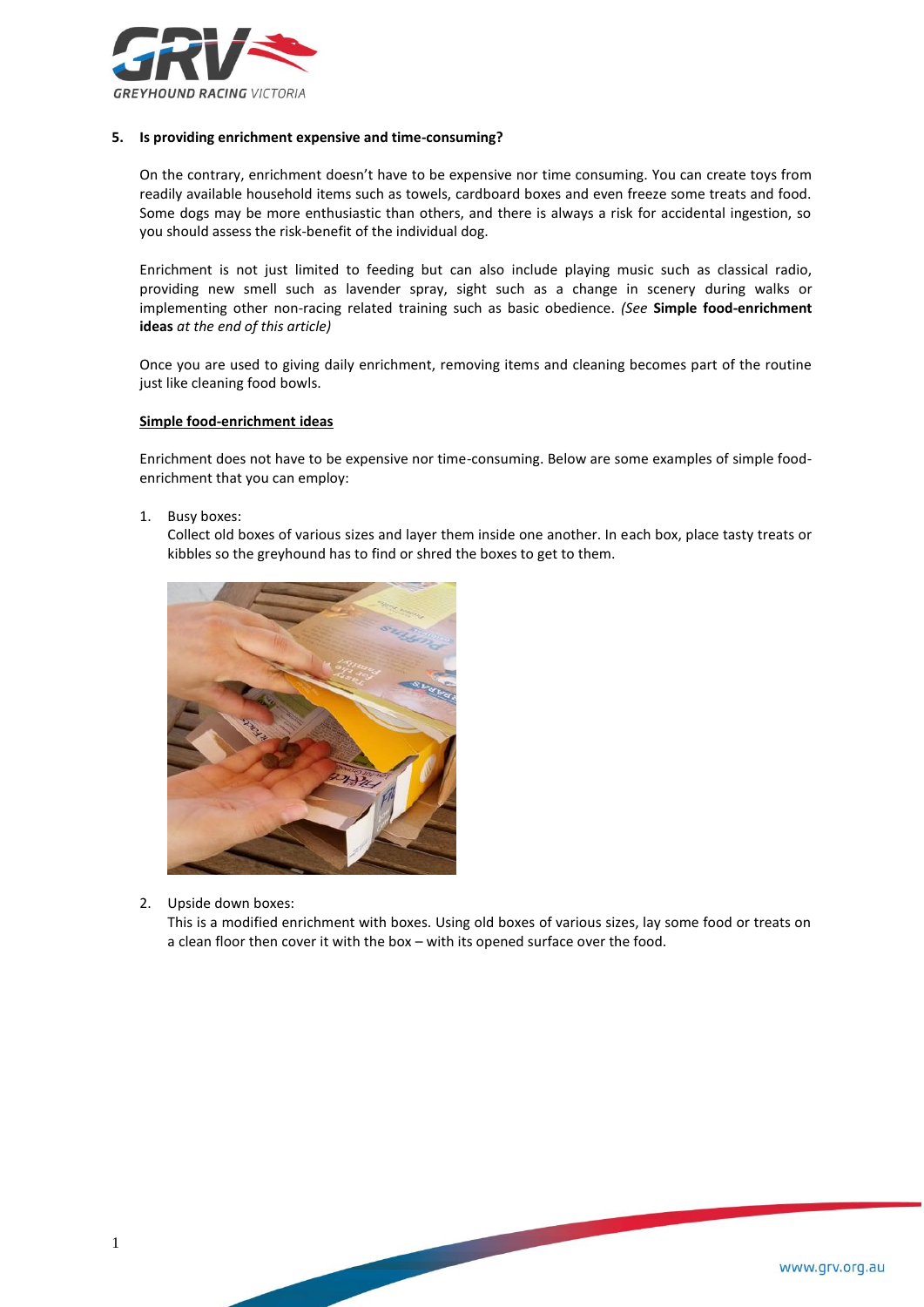**5. Is providing enrichment expensive and time-consuming?**

On the contrary, enrichment doesn't have to be expensive nor time consuming. You can create toys from readily available household items such as towels, cardboard boxes and even freeze some treats and food. Some dogs may be more enthusiastic than others, and there is always a risk for accidental ingestion, so you should assess the risk-benefit of the individual dog.

Enrichment is not just limited to feeding but can also include playing music such as classical radio, providing new smell such as lavender spray, sight such as a change in scenery during walks or implementing other non-racing related training such as basic obedience. *(See* **Simple food-enrichment ideas** *at the end of this article)*

Once you are used to giving daily enrichment, removing items and cleaning becomes part of the routine just like cleaning food bowls.

**Simple food-enrichment ideas**

Enrichment does not have to be expensive nor time-consuming. Below are some examples of simple food-enrichment that you can employ:

1. Busy boxes:
   Collect old boxes of various sizes and layer them inside one another. In each box, place tasty treats or kibbles so the greyhound has to find or shred the boxes to get to them.

2. Upside down boxes:
   This is a modified enrichment with boxes. Using old boxes of various sizes, lay some food or treats on a clean floor then cover it with the box – with its opened surface over the food.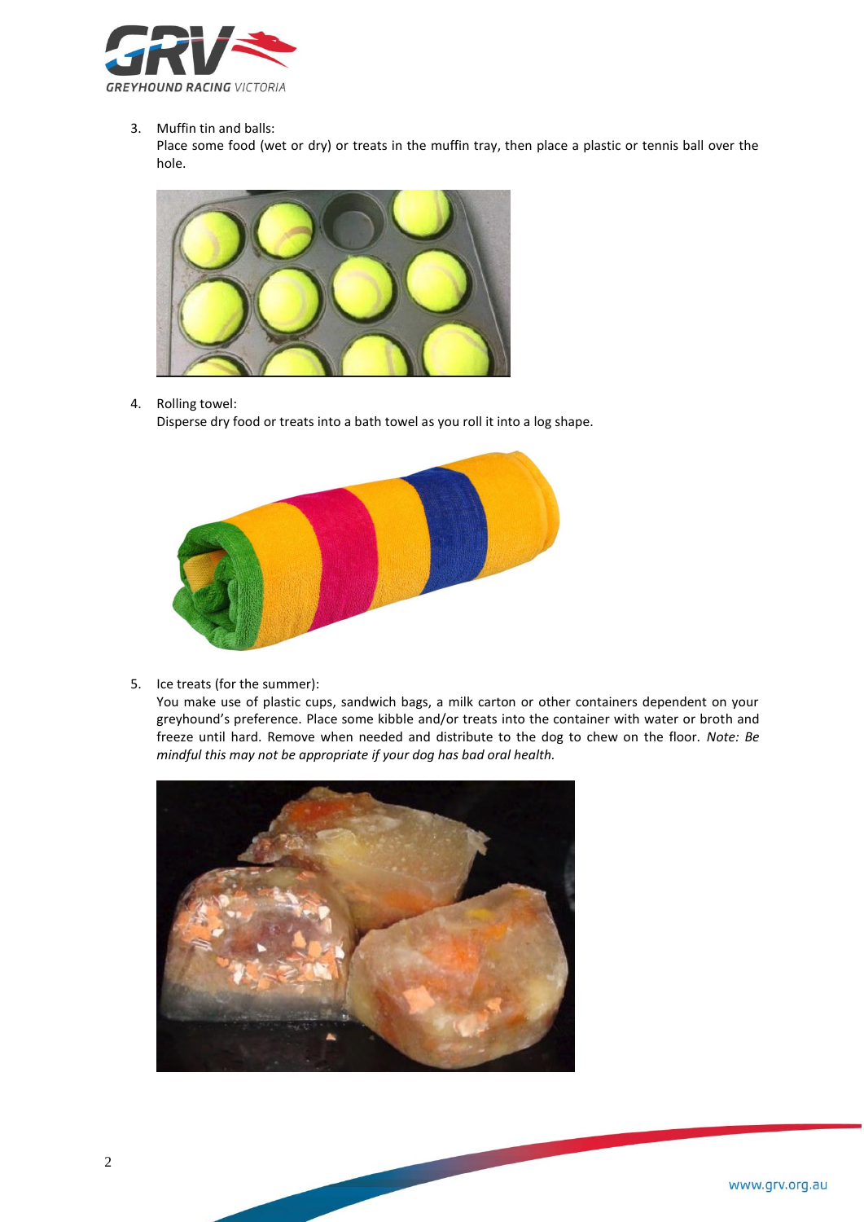3. Muffin tin and balls:
   Place some food (wet or dry) or treats in the muffin tray, then place a plastic or tennis ball over the hole.

4. Rolling towel:
   Disperse dry food or treats into a bath towel as you roll it into a log shape.

5. Ice treats (for the summer):
   You make use of plastic cups, sandwich bags, a milk carton or other containers dependent on your greyhound's preference. Place some kibble and/or treats into the container with water or broth and freeze until hard. Remove when needed and distribute to the dog to chew on the floor. *Note: Be mindful this may not be appropriate if your dog has bad oral health.*